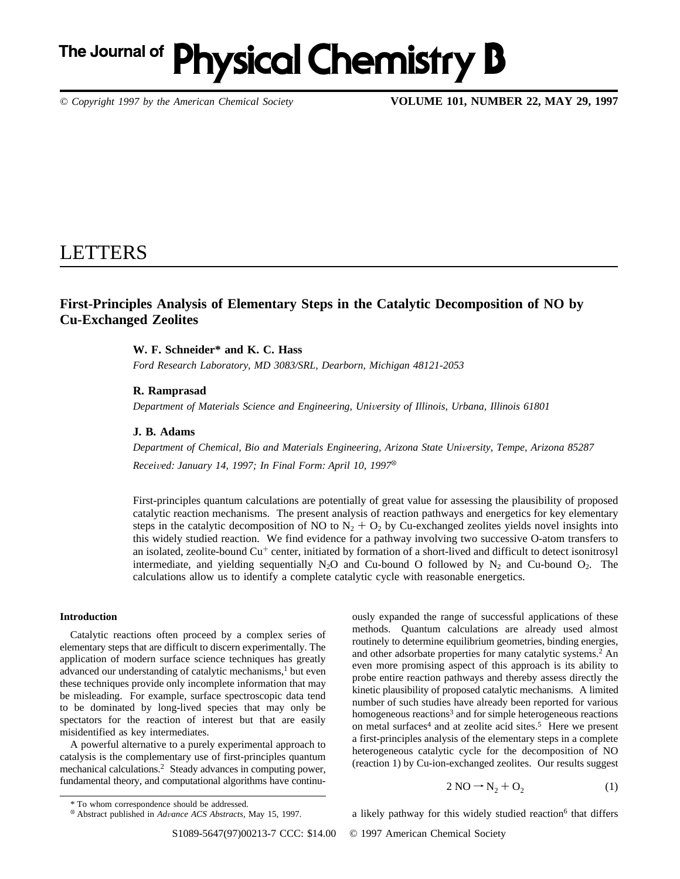# LETTERS

## First-Principles Analysis of Elementary Steps in the Catalytic Decomposition of NO by Cu-Exchanged Zeolites

**W. F. Schneider\* and K. C. Hass**

*Ford Research Laboratory, MD 3083/SRL, Dearborn, Michigan 48121-2053*

**R. Ramprasad**

*Department of Materials Science and Engineering, University of Illinois, Urbana, Illinois 61801*

**J. B. Adams**

*Department of Chemical, Bio and Materials Engineering, Arizona State University, Tempe, Arizona 85287*

*Received: January 14, 1997; In Final Form: April 10, 1997*[⊗]

First-principles quantum calculations are potentially of great value for assessing the plausibility of proposed catalytic reaction mechanisms. The present analysis of reaction pathways and energetics for key elementary steps in the catalytic decomposition of NO to $N_2 + O_2$ by Cu-exchanged zeolites yields novel insights into this widely studied reaction. We find evidence for a pathway involving two successive O-atom transfers to an isolated, zeolite-bound $Cu^+$ center, initiated by formation of a short-lived and difficult to detect isonitrosyl intermediate, and yielding sequentially $N_2O$ and Cu-bound O followed by $N_2$ and Cu-bound $O_2$. The calculations allow us to identify a complete catalytic cycle with reasonable energetics.

### Introduction

Catalytic reactions often proceed by a complex series of elementary steps that are difficult to discern experimentally. The application of modern surface science techniques has greatly advanced our understanding of catalytic mechanisms,[1] but even these techniques provide only incomplete information that may be misleading. For example, surface spectroscopic data tend to be dominated by long-lived species that may only be spectators for the reaction of interest but that are easily misidentified as key intermediates.

A powerful alternative to a purely experimental approach to catalysis is the complementary use of first-principles quantum mechanical calculations.[2] Steady advances in computing power, fundamental theory, and computational algorithms have continuously expanded the range of successful applications of these methods. Quantum calculations are already used almost routinely to determine equilibrium geometries, binding energies, and other adsorbate properties for many catalytic systems.[2] An even more promising aspect of this approach is its ability to probe entire reaction pathways and thereby assess directly the kinetic plausibility of proposed catalytic mechanisms. A limited number of such studies have already been reported for various homogeneous reactions[3] and for simple heterogeneous reactions on metal surfaces[4] and at zeolite acid sites.[5] Here we present a first-principles analysis of the elementary steps in a complete heterogeneous catalytic cycle for the decomposition of NO (reaction 1) by Cu-ion-exchanged zeolites. Our results suggest

$$2\,NO \rightarrow N_2 + O_2 \tag{1}$$

a likely pathway for this widely studied reaction[6] that differs

\* To whom correspondence should be addressed.

⊗ Abstract published in *Advance ACS Abstracts*, May 15, 1997.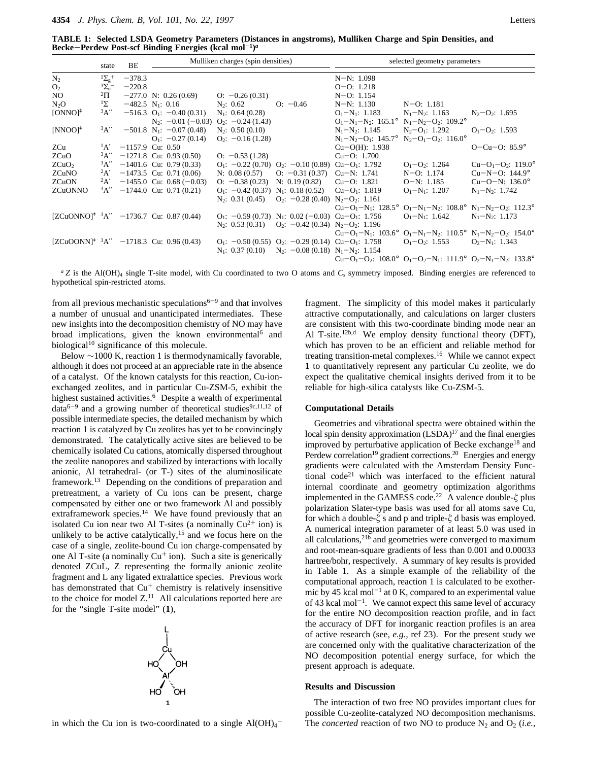**TABLE 1: Selected LSDA Geometry Parameters (Distances in angstroms), Mulliken Charge and Spin Densities, and Becke–Perdew Post-scf Binding Energies (kcal mol$^{-1}$)[a]**

| | state | BE | Mulliken charges (spin densities) | | | selected geometry parameters | | |
|---|---|---|---|---|---|---|---|---|
| $N_2$ | $^1\Sigma_g^+$ | −378.3 | | | | N−N: 1.098 | | |
| $O_2$ | $^3\Sigma_u^-$ | −220.8 | | | | O−O: 1.218 | | |
| NO | $^2\Pi$ | −277.0 | N: 0.26 (0.69) | O: −0.26 (0.31) | | N−O: 1.154 | | |
| $N_2O$ | $^1\Sigma$ | −482.5 | $N_1$: 0.16 | $N_2$: 0.62 | O: −0.46 | N−N: 1.130 | N−O: 1.181 | |
| $[ONNO]^‡$ | $^3A''$ | −516.3 | $O_1$: −0.40 (0.31) | $N_1$: 0.64 (0.28) | | $O_1$−$N_1$: 1.183 | $N_1$−$N_2$: 1.163 | $N_2$−$O_2$: 1.695 |
| | | | $N_2$: −0.01 (−0.03) | $O_2$: −0.24 (1.43) | | $O_1$−$N_1$−$N_2$: 165.1° | $N_1$−$N_2$−$O_2$: 109.2° | |
| $[NNOO]^‡$ | $^3A''$ | −501.8 | $N_1$: −0.07 (0.48) | $N_2$: 0.50 (0.10) | | $N_1$−$N_2$: 1.145 | $N_2$−$O_1$: 1.292 | $O_1$−$O_2$: 1.593 |
| | | | $O_1$: −0.27 (0.14) | $O_2$: −0.16 (1.28) | | $N_1$−$N_2$−$O_1$: 145.7° | $N_2$−$O_1$−$O_2$: 116.0° | |
| ZCu | $^1A'$ | −1157.9 | Cu: 0.50 | | | Cu−O(H): 1.938 | | O−Cu−O: 85.9° |
| ZCuO | $^3A''$ | −1271.8 | Cu: 0.93 (0.50) | O: −0.53 (1.28) | | Cu−O: 1.700 | | |
| $ZCuO_2$ | $^3A''$ | −1401.6 | Cu: 0.79 (0.33) | $O_1$: −0.22 (0.70) | $O_2$: −0.10 (0.89) | Cu−$O_1$: 1.792 | $O_1$−$O_2$: 1.264 | Cu−$O_1$−$O_2$: 119.0° |
| ZCuNO | $^2A'$ | −1473.5 | Cu: 0.71 (0.06) | N: 0.08 (0.57) | O: −0.31 (0.37) | Cu−N: 1.741 | N−O: 1.174 | Cu−N−O: 144.9° |
| ZCuON | $^2A'$ | −1455.0 | Cu: 0.68 (−0.03) | O: −0.38 (0.23) | N: 0.19 (0.82) | Cu−O: 1.821 | O−N: 1.185 | Cu−O−N: 136.0° |
| ZCuONNO | $^3A''$ | −1744.0 | Cu: 0.71 (0.21) | $O_1$: −0.42 (0.37) | $N_1$: 0.18 (0.52) | Cu−$O_1$: 1.819 | $O_1$−$N_1$: 1.207 | $N_1$−$N_2$: 1.742 |
| | | | | $N_2$: 0.31 (0.45) | $O_2$: −0.28 (0.40) | $N_2$−$O_2$: 1.161 | | |
| | | | | | | Cu−$O_1$−$N_1$: 128.5° | $O_1$−$N_1$−$N_2$: 108.8° | $N_1$−$N_2$−$O_2$: 112.3° |
| $[ZCuONNO]^‡$ | $^3A''$ | −1736.7 | Cu: 0.87 (0.44) | $O_1$: −0.59 (0.73) | $N_1$: 0.02 (−0.03) | Cu−$O_1$: 1.756 | $O_1$−$N_1$: 1.642 | $N_1$−$N_2$: 1.173 |
| | | | | $N_2$: 0.53 (0.31) | $O_2$: −0.42 (0.34) | $N_2$−$O_2$: 1.196 | | |
| | | | | | | Cu−$O_1$−$N_1$: 103.6° | $O_1$−$N_1$−$N_2$: 110.5° | $N_1$−$N_2$−$O_2$: 154.0° |
| $[ZCuOONN]^‡$ | $^3A''$ | −1718.3 | Cu: 0.96 (0.43) | $O_1$: −0.50 (0.55) | $O_2$: −0.29 (0.14) | Cu−$O_1$: 1.758 | $O_1$−$O_2$: 1.553 | $O_2$−$N_1$: 1.343 |
| | | | | $N_1$: 0.37 (0.10) | $N_2$: −0.08 (0.18) | $N_1$−$N_2$: 1.154 | | |
| | | | | | | Cu−$O_1$−$O_2$: 108.0° | $O_1$−$O_2$−$N_1$: 111.9° | $O_2$−$N_1$−$N_2$: 133.8° |

[a] Z is the $Al(OH)_4$ single T-site model, with Cu coordinated to two O atoms and $C_s$ symmetry imposed. Binding energies are referenced to hypothetical spin-restricted atoms.

from all previous mechanistic speculations[6−9] and that involves a number of unusual and unanticipated intermediates. These new insights into the decomposition chemistry of NO may have broad implications, given the known environmental[6] and biological[10] significance of this molecule.

Below ∼1000 K, reaction 1 is thermodynamically favorable, although it does not proceed at an appreciable rate in the absence of a catalyst. Of the known catalysts for this reaction, Cu-ion-exchanged zeolites, and in particular Cu-ZSM-5, exhibit the highest sustained activities.[6] Despite a wealth of experimental data[6−9] and a growing number of theoretical studies[9c,11,12] of possible intermediate species, the detailed mechanism by which reaction 1 is catalyzed by Cu zeolites has yet to be convincingly demonstrated. The catalytically active sites are believed to be chemically isolated Cu cations, atomically dispersed throughout the zeolite nanopores and stabilized by interactions with locally anionic, Al tetrahedral- (or T-) sites of the aluminosilicate framework.[13] Depending on the conditions of preparation and pretreatment, a variety of Cu ions can be present, charge compensated by either one or two framework Al and possibly extraframework species.[14] We have found previously that an isolated Cu ion near two Al T-sites (a nominally $Cu^{2+}$ ion) is unlikely to be active catalytically,[15] and we focus here on the case of a single, zeolite-bound Cu ion charge-compensated by one Al T-site (a nominally $Cu^+$ ion). Such a site is generically denoted ZCuL, Z representing the formally anionic zeolite fragment and L any ligated extralattice species. Previous work has demonstrated that $Cu^+$ chemistry is relatively insensitive to the choice for model Z.[11] All calculations reported here are for the "single T-site model" (**1**),

in which the Cu ion is two-coordinated to a single $Al(OH)_4^-$ fragment. The simplicity of this model makes it particularly attractive computationally, and calculations on larger clusters are consistent with this two-coordinate binding mode near an Al T-site.[12b,d] We employ density functional theory (DFT), which has proven to be an efficient and reliable method for treating transition-metal complexes.[16] While we cannot expect **1** to quantitatively represent any particular Cu zeolite, we do expect the qualitative chemical insights derived from it to be reliable for high-silica catalysts like Cu-ZSM-5.

### Computational Details

Geometries and vibrational spectra were obtained within the local spin density approximation (LSDA)[17] and the final energies improved by perturbative application of Becke exchange[18] and Perdew correlation[19] gradient corrections.[20] Energies and energy gradients were calculated with the Amsterdam Density Functional code[21] which was interfaced to the efficient natural internal coordinate and geometry optimization algorithms implemented in the GAMESS code.[22] A valence double-ζ plus polarization Slater-type basis was used for all atoms save Cu, for which a double-ζ s and p and triple-ζ d basis was employed. A numerical integration parameter of at least 5.0 was used in all calculations,[21b] and geometries were converged to maximum and root-mean-square gradients of less than 0.001 and 0.00033 hartree/bohr, respectively. A summary of key results is provided in Table 1. As a simple example of the reliability of the computational approach, reaction 1 is calculated to be exothermic by 45 kcal mol$^{-1}$ at 0 K, compared to an experimental value of 43 kcal mol$^{-1}$. We cannot expect this same level of accuracy for the entire NO decomposition reaction profile, and in fact the accuracy of DFT for inorganic reaction profiles is an area of active research (see, *e.g.,* ref 23). For the present study we are concerned only with the qualitative characterization of the NO decomposition potential energy surface, for which the present approach is adequate.

### Results and Discussion

The interaction of two free NO provides important clues for possible Cu-zeolite-catalyzed NO decomposition mechanisms. The *concerted* reaction of two NO to produce $N_2$ and $O_2$ (*i.e.*,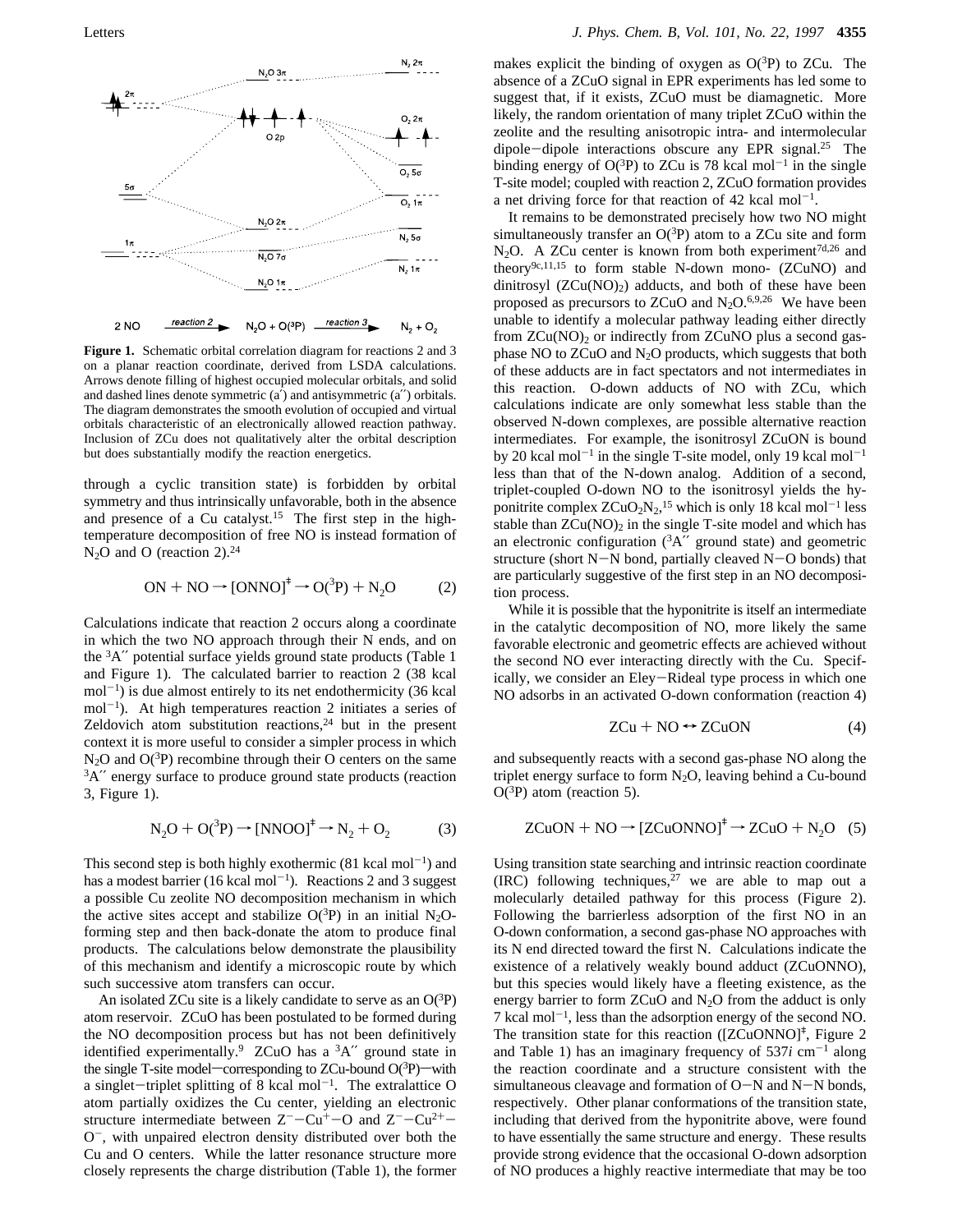**Figure 1.** Schematic orbital correlation diagram for reactions 2 and 3 on a planar reaction coordinate, derived from LSDA calculations. Arrows denote filling of highest occupied molecular orbitals, and solid and dashed lines denote symmetric (a′) and antisymmetric (a″) orbitals. The diagram demonstrates the smooth evolution of occupied and virtual orbitals characteristic of an electronically allowed reaction pathway. Inclusion of ZCu does not qualitatively alter the orbital description but does substantially modify the reaction energetics.

through a cyclic transition state) is forbidden by orbital symmetry and thus intrinsically unfavorable, both in the absence and presence of a Cu catalyst.[15] The first step in the high-temperature decomposition of free NO is instead formation of $N_2O$ and O (reaction 2).[24]

$$\mathrm{ON + NO \rightarrow [ONNO]^{\ddagger} \rightarrow O(^3P) + N_2O} \qquad (2)$$

Calculations indicate that reaction 2 occurs along a coordinate in which the two NO approach through their N ends, and on the $^3A''$ potential surface yields ground state products (Table 1 and Figure 1). The calculated barrier to reaction 2 (38 kcal mol$^{-1}$) is due almost entirely to its net endothermicity (36 kcal mol$^{-1}$). At high temperatures reaction 2 initiates a series of Zeldovich atom substitution reactions,[24] but in the present context it is more useful to consider a simpler process in which $N_2O$ and $O(^3P)$ recombine through their O centers on the same $^3A''$ energy surface to produce ground state products (reaction 3, Figure 1).

$$\mathrm{N_2O + O(^3P) \rightarrow [NNOO]^{\ddagger} \rightarrow N_2 + O_2} \qquad (3)$$

This second step is both highly exothermic (81 kcal mol$^{-1}$) and has a modest barrier (16 kcal mol$^{-1}$). Reactions 2 and 3 suggest a possible Cu zeolite NO decomposition mechanism in which the active sites accept and stabilize $O(^3P)$ in an initial $N_2O$-forming step and then back-donate the atom to produce final products. The calculations below demonstrate the plausibility of this mechanism and identify a microscopic route by which such successive atom transfers can occur.

An isolated ZCu site is a likely candidate to serve as an $O(^3P)$ atom reservoir. ZCuO has been postulated to be formed during the NO decomposition process but has not been definitively identified experimentally.[9] ZCuO has a $^3A''$ ground state in the single T-site model—corresponding to ZCu-bound $O(^3P)$—with a singlet–triplet splitting of 8 kcal mol$^{-1}$. The extralattice O atom partially oxidizes the Cu center, yielding an electronic structure intermediate between $Z^-{-}Cu^+{-}O$ and $Z^-{-}Cu^{2+}{-}O^-$, with unpaired electron density distributed over both the Cu and O centers. While the latter resonance structure more closely represents the charge distribution (Table 1), the former makes explicit the binding of oxygen as $O(^3P)$ to ZCu. The absence of a ZCuO signal in EPR experiments has led some to suggest that, if it exists, ZCuO must be diamagnetic. More likely, the random orientation of many triplet ZCuO within the zeolite and the resulting anisotropic intra- and intermolecular dipole–dipole interactions obscure any EPR signal.[25] The binding energy of $O(^3P)$ to ZCu is 78 kcal mol$^{-1}$ in the single T-site model; coupled with reaction 2, ZCuO formation provides a net driving force for that reaction of 42 kcal mol$^{-1}$.

It remains to be demonstrated precisely how two NO might simultaneously transfer an $O(^3P)$ atom to a ZCu site and form $N_2O$. A ZCu center is known from both experiment[7d,26] and theory[9c,11,15] to form stable N-down mono- (ZCuNO) and dinitrosyl ($ZCu(NO)_2$) adducts, and both of these have been proposed as precursors to ZCuO and $N_2O$.[6,9,26] We have been unable to identify a molecular pathway leading either directly from $ZCu(NO)_2$ or indirectly from ZCuNO plus a second gas-phase NO to ZCuO and $N_2O$ products, which suggests that both of these adducts are in fact spectators and not intermediates in this reaction. O-down adducts of NO with ZCu, which calculations indicate are only somewhat less stable than the observed N-down complexes, are possible alternative reaction intermediates. For example, the isonitrosyl ZCuON is bound by 20 kcal mol$^{-1}$ in the single T-site model, only 19 kcal mol$^{-1}$ less than that of the N-down analog. Addition of a second, triplet-coupled O-down NO to the isonitrosyl yields the hyponitrite complex $ZCuO_2N_2$,[15] which is only 18 kcal mol$^{-1}$ less stable than $ZCu(NO)_2$ in the single T-site model and which has an electronic configuration ($^3A''$ ground state) and geometric structure (short N–N bond, partially cleaved N–O bonds) that are particularly suggestive of the first step in an NO decomposition process.

While it is possible that the hyponitrite is itself an intermediate in the catalytic decomposition of NO, more likely the same favorable electronic and geometric effects are achieved without the second NO ever interacting directly with the Cu. Specifically, we consider an Eley–Rideal type process in which one NO adsorbs in an activated O-down conformation (reaction 4)

$$\mathrm{ZCu + NO \leftrightarrow ZCuON} \qquad (4)$$

and subsequently reacts with a second gas-phase NO along the triplet energy surface to form $N_2O$, leaving behind a Cu-bound $O(^3P)$ atom (reaction 5).

$$\mathrm{ZCuON + NO \rightarrow [ZCuONNO]^{\ddagger} \rightarrow ZCuO + N_2O} \qquad (5)$$

Using transition state searching and intrinsic reaction coordinate (IRC) following techniques,[27] we are able to map out a molecularly detailed pathway for this process (Figure 2). Following the barrierless adsorption of the first NO in an O-down conformation, a second gas-phase NO approaches with its N end directed toward the first N. Calculations indicate the existence of a relatively weakly bound adduct (ZCuONNO), but this species would likely have a fleeting existence, as the energy barrier to form ZCuO and $N_2O$ from the adduct is only 7 kcal mol$^{-1}$, less than the adsorption energy of the second NO. The transition state for this reaction ($[ZCuONNO]^{\ddagger}$, Figure 2 and Table 1) has an imaginary frequency of 537$i$ cm$^{-1}$ along the reaction coordinate and a structure consistent with the simultaneous cleavage and formation of O–N and N–N bonds, respectively. Other planar conformations of the transition state, including that derived from the hyponitrite above, were found to have essentially the same structure and energy. These results provide strong evidence that the occasional O-down adsorption of NO produces a highly reactive intermediate that may be too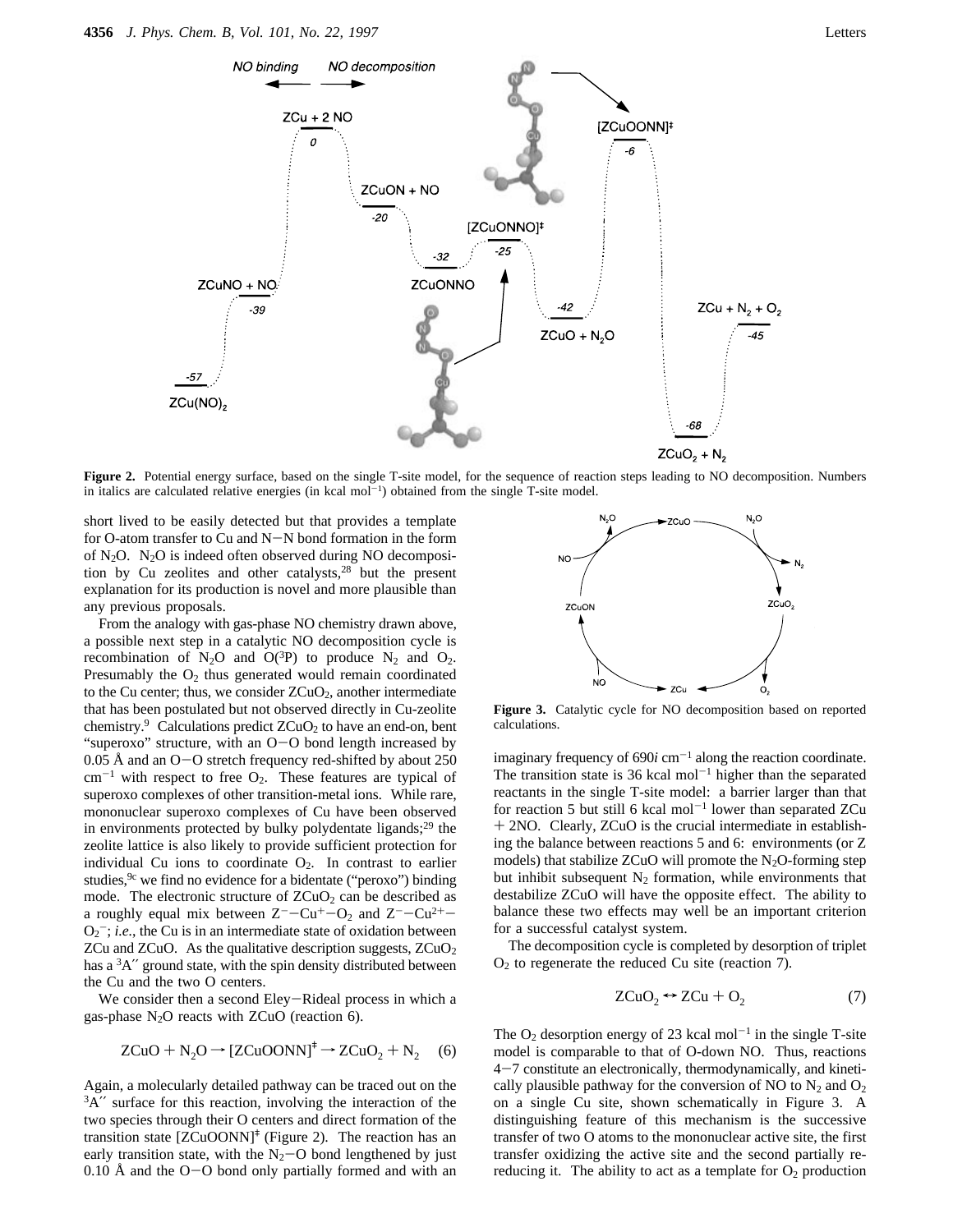**Figure 2.** Potential energy surface, based on the single T-site model, for the sequence of reaction steps leading to NO decomposition. Numbers in italics are calculated relative energies (in kcal $mol^{-1}$) obtained from the single T-site model.

short lived to be easily detected but that provides a template for O-atom transfer to Cu and N−N bond formation in the form of $N_2O$. $N_2O$ is indeed often observed during NO decomposition by Cu zeolites and other catalysts,[28] but the present explanation for its production is novel and more plausible than any previous proposals.

From the analogy with gas-phase NO chemistry drawn above, a possible next step in a catalytic NO decomposition cycle is recombination of $N_2O$ and $O(^3P)$ to produce $N_2$ and $O_2$. Presumably the $O_2$ thus generated would remain coordinated to the Cu center; thus, we consider $ZCuO_2$, another intermediate that has been postulated but not observed directly in Cu-zeolite chemistry.[9] Calculations predict $ZCuO_2$ to have an end-on, bent "superoxo" structure, with an O−O bond length increased by 0.05 Å and an O−O stretch frequency red-shifted by about 250 $cm^{-1}$ with respect to free $O_2$. These features are typical of superoxo complexes of other transition-metal ions. While rare, mononuclear superoxo complexes of Cu have been observed in environments protected by bulky polydentate ligands;[29] the zeolite lattice is also likely to provide sufficient protection for individual Cu ions to coordinate $O_2$. In contrast to earlier studies,[9c] we find no evidence for a bidentate ("peroxo") binding mode. The electronic structure of $ZCuO_2$ can be described as a roughly equal mix between $Z^-{-}Cu^+{-}O_2$ and $Z^-{-}Cu^{2+}{-}O_2^-$; *i.e.*, the Cu is in an intermediate state of oxidation between ZCu and ZCuO. As the qualitative description suggests, $ZCuO_2$ has a $^3A''$ ground state, with the spin density distributed between the Cu and the two O centers.

We consider then a second Eley−Rideal process in which a gas-phase $N_2O$ reacts with ZCuO (reaction 6).

$$ZCuO + N_2O \rightarrow [ZCuOONN]^\ddagger \rightarrow ZCuO_2 + N_2 \quad (6)$$

Again, a molecularly detailed pathway can be traced out on the $^3A''$ surface for this reaction, involving the interaction of the two species through their O centers and direct formation of the transition state $[ZCuOONN]^\ddagger$ (Figure 2). The reaction has an early transition state, with the $N_2$−O bond lengthened by just 0.10 Å and the O−O bond only partially formed and with an imaginary frequency of 690*i* $cm^{-1}$ along the reaction coordinate. The transition state is 36 kcal $mol^{-1}$ higher than the separated reactants in the single T-site model: a barrier larger than that for reaction 5 but still 6 kcal $mol^{-1}$ lower than separated ZCu + 2NO. Clearly, ZCuO is the crucial intermediate in establishing the balance between reactions 5 and 6: environments (or Z models) that stabilize ZCuO will promote the $N_2O$-forming step but inhibit subsequent $N_2$ formation, while environments that destabilize ZCuO will have the opposite effect. The ability to balance these two effects may well be an important criterion for a successful catalyst system.

**Figure 3.** Catalytic cycle for NO decomposition based on reported calculations.

The decomposition cycle is completed by desorption of triplet $O_2$ to regenerate the reduced Cu site (reaction 7).

$$ZCuO_2 \leftrightarrow ZCu + O_2 \quad (7)$$

The $O_2$ desorption energy of 23 kcal $mol^{-1}$ in the single T-site model is comparable to that of O-down NO. Thus, reactions 4−7 constitute an electronically, thermodynamically, and kinetically plausible pathway for the conversion of NO to $N_2$ and $O_2$ on a single Cu site, shown schematically in Figure 3. A distinguishing feature of this mechanism is the successive transfer of two O atoms to the mononuclear active site, the first transfer oxidizing the active site and the second partially re-reducing it. The ability to act as a template for $O_2$ production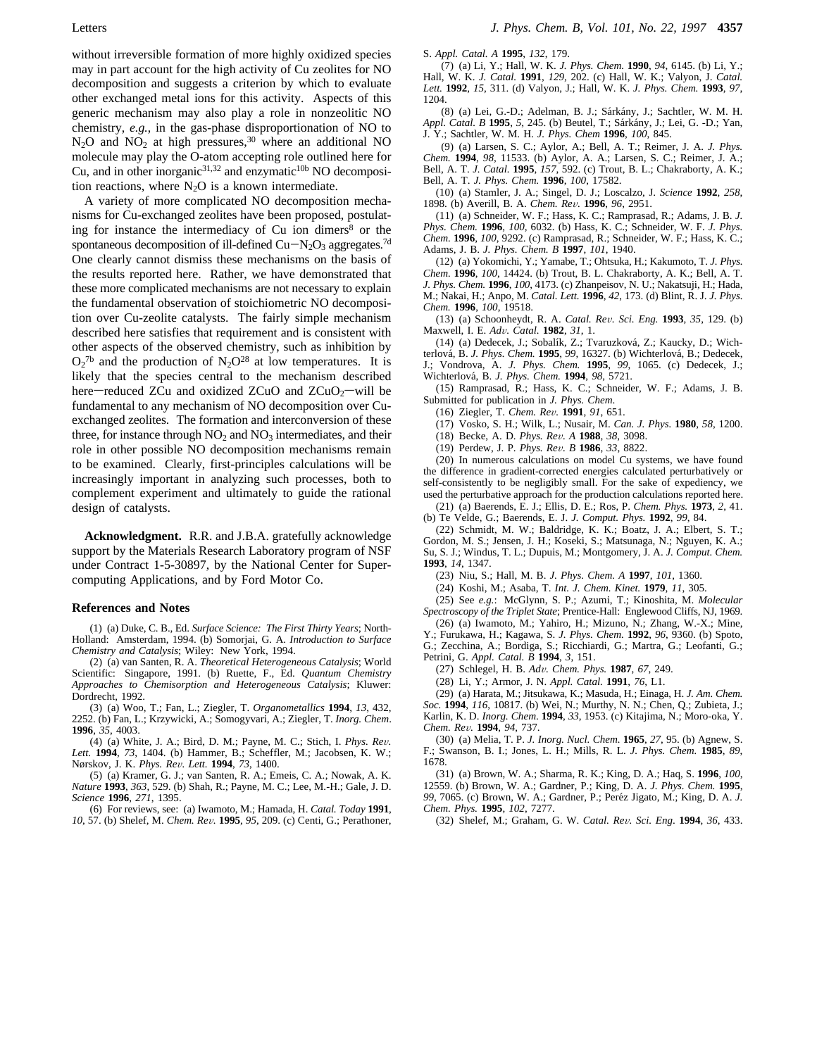without irreversible formation of more highly oxidized species may in part account for the high activity of Cu zeolites for NO decomposition and suggests a criterion by which to evaluate other exchanged metal ions for this activity. Aspects of this generic mechanism may also play a role in nonzeolitic NO chemistry, *e.g.*, in the gas-phase disproportionation of NO to $N_2O$ and $NO_2$ at high pressures,[30] where an additional NO molecule may play the O-atom accepting role outlined here for Cu, and in other inorganic[31,32] and enzymatic[10b] NO decomposition reactions, where $N_2O$ is a known intermediate.

A variety of more complicated NO decomposition mechanisms for Cu-exchanged zeolites have been proposed, postulating for instance the intermediacy of Cu ion dimers[8] or the spontaneous decomposition of ill-defined $Cu-N_2O_3$ aggregates.[7d] One clearly cannot dismiss these mechanisms on the basis of the results reported here. Rather, we have demonstrated that these more complicated mechanisms are not necessary to explain the fundamental observation of stoichiometric NO decomposition over Cu-zeolite catalysts. The fairly simple mechanism described here satisfies that requirement and is consistent with other aspects of the observed chemistry, such as inhibition by $O_2$[7b] and the production of $N_2O$[28] at low temperatures. It is likely that the species central to the mechanism described here—reduced ZCu and oxidized ZCuO and $ZCuO_2$—will be fundamental to any mechanism of NO decomposition over Cu-exchanged zeolites. The formation and interconversion of these three, for instance through $NO_2$ and $NO_3$ intermediates, and their role in other possible NO decomposition mechanisms remain to be examined. Clearly, first-principles calculations will be increasingly important in analyzing such processes, both to complement experiment and ultimately to guide the rational design of catalysts.

**Acknowledgment.** R.R. and J.B.A. gratefully acknowledge support by the Materials Research Laboratory program of NSF under Contract 1-5-30897, by the National Center for Supercomputing Applications, and by Ford Motor Co.

### References and Notes

(1) (a) Duke, C. B., Ed. *Surface Science: The First Thirty Years*; North-Holland: Amsterdam, 1994. (b) Somorjai, G. A. *Introduction to Surface Chemistry and Catalysis*; Wiley: New York, 1994.

(2) (a) van Santen, R. A. *Theoretical Heterogeneous Catalysis*; World Scientific: Singapore, 1991. (b) Ruette, F., Ed. *Quantum Chemistry Approaches to Chemisorption and Heterogeneous Catalysis*; Kluwer: Dordrecht, 1992.

(3) (a) Woo, T.; Fan, L.; Ziegler, T. *Organometallics* **1994**, *13*, 432, 2252. (b) Fan, L.; Krzywicki, A.; Somogyvari, A.; Ziegler, T. *Inorg. Chem.* **1996**, *35*, 4003.

(4) (a) White, J. A.; Bird, D. M.; Payne, M. C.; Stich, I. *Phys. Rev. Lett.* **1994**, *73*, 1404. (b) Hammer, B.; Scheffler, M.; Jacobsen, K. W.; Nørskov, J. K. *Phys. Rev. Lett.* **1994**, *73*, 1400.

(5) (a) Kramer, G. J.; van Santen, R. A.; Emeis, C. A.; Nowak, A. K. *Nature* **1993**, *363*, 529. (b) Shah, R.; Payne, M. C.; Lee, M.-H.; Gale, J. D. *Science* **1996**, *271*, 1395.

(6) For reviews, see: (a) Iwamoto, M.; Hamada, H. *Catal. Today* **1991**, *10*, 57. (b) Shelef, M. *Chem. Rev.* **1995**, *95*, 209. (c) Centi, G.; Perathoner, S. *Appl. Catal. A* **1995**, *132*, 179.

(7) (a) Li, Y.; Hall, W. K. *J. Phys. Chem.* **1990**, *94*, 6145. (b) Li, Y.; Hall, W. K. *J. Catal.* **1991**, *129*, 202. (c) Hall, W. K.; Valyon, J. *Catal. Lett.* **1992**, *15*, 311. (d) Valyon, J.; Hall, W. K. *J. Phys. Chem.* **1993**, *97*, 1204.

(8) (a) Lei, G.-D.; Adelman, B. J.; Sárkány, J.; Sachtler, W. M. H. *Appl. Catal. B* **1995**, *5*, 245. (b) Beutel, T.; Sárkány, J.; Lei, G. -D.; Yan, J. Y.; Sachtler, W. M. H. *J. Phys. Chem* **1996**, *100*, 845.

(9) (a) Larsen, S. C.; Aylor, A.; Bell, A. T.; Reimer, J. A. *J. Phys. Chem.* **1994**, *98*, 11533. (b) Aylor, A. A.; Larsen, S. C.; Reimer, J. A.; Bell, A. T. *J. Catal.* **1995**, *157*, 592. (c) Trout, B. L.; Chakraborty, A. K.; Bell, A. T. *J. Phys. Chem.* **1996**, *100*, 17582.

(10) (a) Stamler, J. A.; Singel, D. J.; Loscalzo, J. *Science* **1992**, *258*, 1898. (b) Averill, B. A. *Chem. Rev.* **1996**, *96*, 2951.

(11) (a) Schneider, W. F.; Hass, K. C.; Ramprasad, R.; Adams, J. B. *J. Phys. Chem.* **1996**, *100*, 6032. (b) Hass, K. C.; Schneider, W. F. *J. Phys. Chem.* **1996**, *100*, 9292. (c) Ramprasad, R.; Schneider, W. F.; Hass, K. C.; Adams, J. B. *J. Phys. Chem. B* **1997**, *101*, 1940.

(12) (a) Yokomichi, Y.; Yamabe, T.; Ohtsuka, H.; Kakumoto, T. *J. Phys. Chem.* **1996**, *100*, 14424. (b) Trout, B. L. Chakraborty, A. K.; Bell, A. T. *J. Phys. Chem.* **1996**, *100*, 4173. (c) Zhanpeisov, N. U.; Nakatsuji, H.; Hada, M.; Nakai, H.; Anpo, M. *Catal. Lett.* **1996**, *42*, 173. (d) Blint, R. J. *J. Phys. Chem.* **1996**, *100*, 19518.

(13) (a) Schoonheydt, R. A. *Catal. Rev. Sci. Eng.* **1993**, *35*, 129. (b) Maxwell, I. E. *Adv. Catal.* **1982**, *31*, 1.

(14) (a) Dedecek, J.; Sobalík, Z.; Tvaruzková, Z.; Kaucky, D.; Wichterlová, B. *J. Phys. Chem.* **1995**, *99*, 16327. (b) Wichterlová, B.; Dedecek, J.; Vondrova, A. *J. Phys. Chem.* **1995**, *99*, 1065. (c) Dedecek, J.; Wichterlová, B. *J. Phys. Chem.* **1994**, *98*, 5721.

(15) Ramprasad, R.; Hass, K. C.; Schneider, W. F.; Adams, J. B. Submitted for publication in *J. Phys. Chem.*

(16) Ziegler, T. *Chem. Rev.* **1991**, *91*, 651.

(17) Vosko, S. H.; Wilk, L.; Nusair, M. *Can. J. Phys.* **1980**, *58*, 1200.

(18) Becke, A. D. *Phys. Rev. A* **1988**, *38*, 3098.

(19) Perdew, J. P. *Phys. Rev. B* **1986**, *33*, 8822.

(20) In numerous calculations on model Cu systems, we have found the difference in gradient-corrected energies calculated perturbatively or self-consistently to be negligibly small. For the sake of expediency, we used the perturbative approach for the production calculations reported here.

(21) (a) Baerends, E. J.; Ellis, D. E.; Ros, P. *Chem. Phys.* **1973**, *2*, 41. (b) Te Velde, G.; Baerends, E. J. *J. Comput. Phys.* **1992**, *99*, 84.

(22) Schmidt, M. W.; Baldridge, K. K.; Boatz, J. A.; Elbert, S. T.; Gordon, M. S.; Jensen, J. H.; Koseki, S.; Matsunaga, N.; Nguyen, K. A.; Su, S. J.; Windus, T. L.; Dupuis, M.; Montgomery, J. A. *J. Comput. Chem.* **1993**, *14*, 1347.

(23) Niu, S.; Hall, M. B. *J. Phys. Chem. A* **1997**, *101*, 1360.

(24) Koshi, M.; Asaba, T. *Int. J. Chem. Kinet.* **1979**, *11*, 305.

(25) See *e.g.*: McGlynn, S. P.; Azumi, T.; Kinoshita, M. *Molecular Spectroscopy of the Triplet State*; Prentice-Hall: Englewood Cliffs, NJ, 1969.

(26) (a) Iwamoto, M.; Yahiro, H.; Mizuno, N.; Zhang, W.-X.; Mine, Y.; Furukawa, H.; Kagawa, S. *J. Phys. Chem.* **1992**, *96*, 9360. (b) Spoto, G.; Zecchina, A.; Bordiga, S.; Ricchiardi, G.; Martra, G.; Leofanti, G.; Petrini, G. *Appl. Catal. B* **1994**, *3*, 151.

(27) Schlegel, H. B. *Adv. Chem. Phys.* **1987**, *67*, 249.

(28) Li, Y.; Armor, J. N. *Appl. Catal.* **1991**, *76*, L1.

(29) (a) Harata, M.; Jitsukawa, K.; Masuda, H.; Einaga, H. *J. Am. Chem. Soc.* **1994**, *116*, 10817. (b) Wei, N.; Murthy, N. N.; Chen, Q.; Zubieta, J.; Karlin, K. D. *Inorg. Chem.* **1994**, *33*, 1953. (c) Kitajima, N.; Moro-oka, Y. *Chem. Rev.* **1994**, *94*, 737.

(30) (a) Melia, T. P. *J. Inorg. Nucl. Chem.* **1965**, *27*, 95. (b) Agnew, S. F.; Swanson, B. I.; Jones, L. H.; Mills, R. L. *J. Phys. Chem.* **1985**, *89*, 1678.

(31) (a) Brown, W. A.; Sharma, R. K.; King, D. A.; Haq, S. **1996**, *100*, 12559. (b) Brown, W. A.; Gardner, P.; King, D. A. *J. Phys. Chem.* **1995**, *99*, 7065. (c) Brown, W. A.; Gardner, P.; Peréz Jigato, M.; King, D. A. *J. Chem. Phys.* **1995**, *102*, 7277.

(32) Shelef, M.; Graham, G. W. *Catal. Rev. Sci. Eng.* **1994**, *36*, 433.